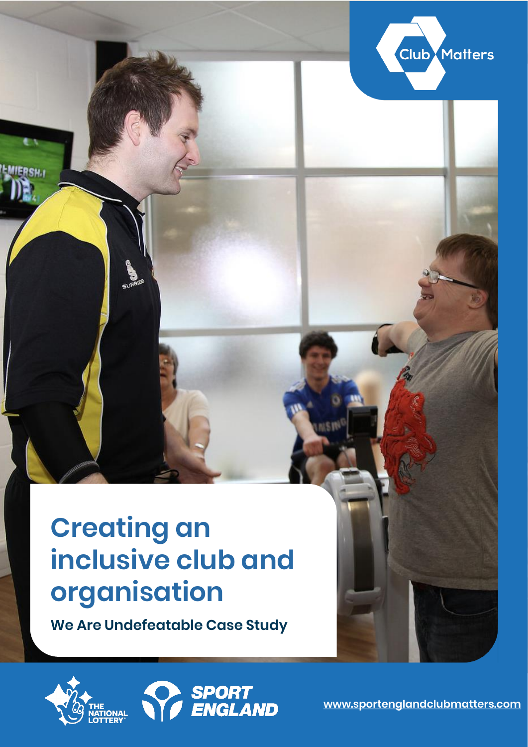Club Matters

# Creating an inclusive club and organisation

**We Are Undefeatable Case Study**

THE NATIONAL LOTTERY

SPORT ENGLAND

www.sportenglandclubmatters.com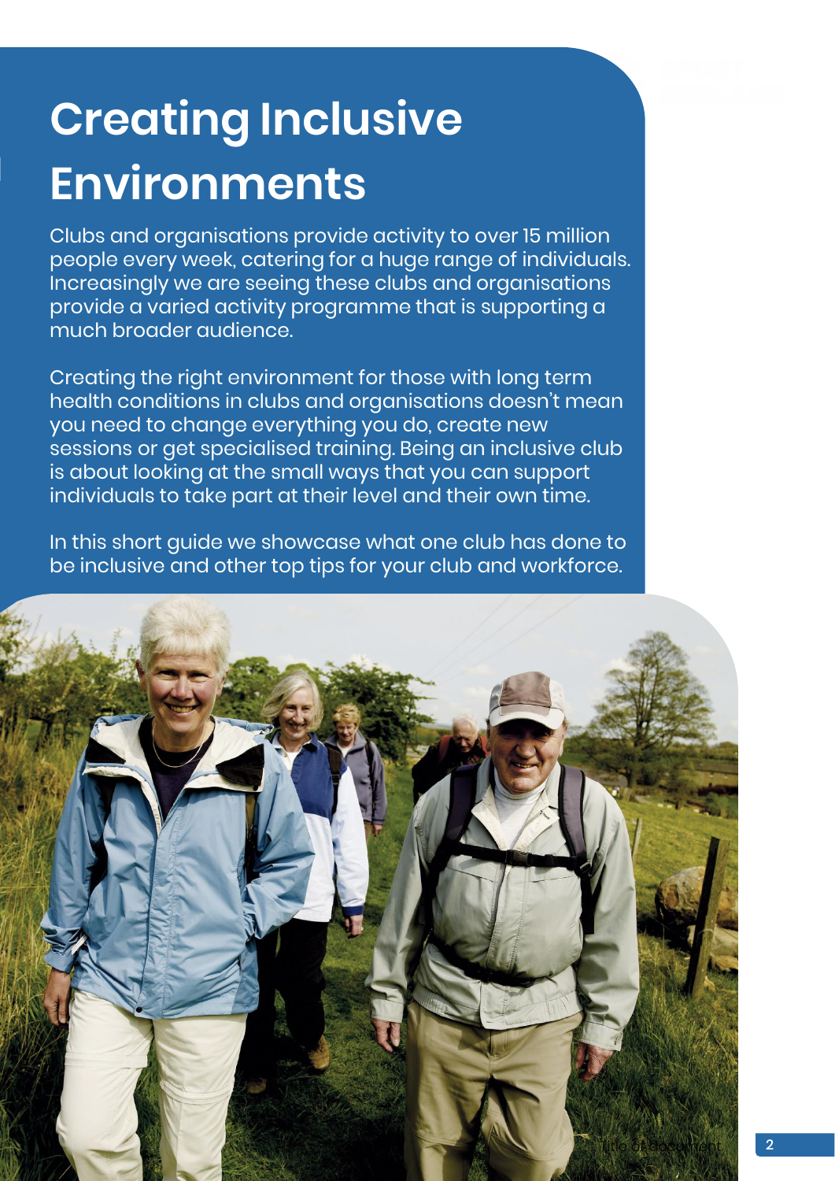# Creating Inclusive Environments

Clubs and organisations provide activity to over 15 million people every week, catering for a huge range of individuals. Increasingly we are seeing these clubs and organisations provide a varied activity programme that is supporting a much broader audience.

Creating the right environment for those with long term health conditions in clubs and organisations doesn't mean you need to change everything you do, create new sessions or get specialised training. Being an inclusive club is about looking at the small ways that you can support individuals to take part at their level and their own time.

In this short guide we showcase what one club has done to be inclusive and other top tips for your club and workforce.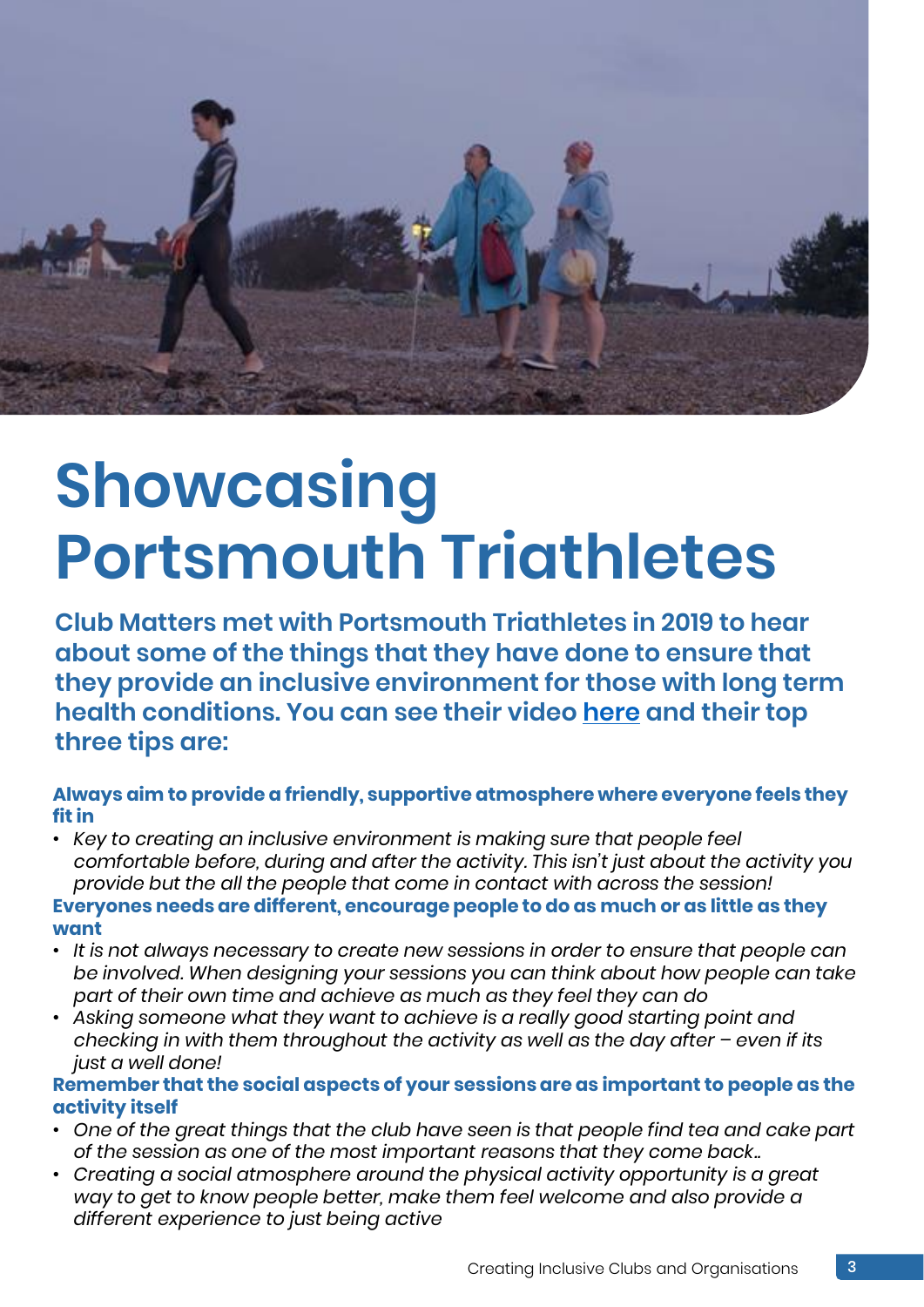# Showcasing Portsmouth Triathletes

**Club Matters met with Portsmouth Triathletes in 2019 to hear about some of the things that they have done to ensure that they provide an inclusive environment for those with long term health conditions. You can see their video [here]() and their top three tips are:**

**Always aim to provide a friendly, supportive atmosphere where everyone feels they fit in**

- *Key to creating an inclusive environment is making sure that people feel comfortable before, during and after the activity. This isn't just about the activity you provide but the all the people that come in contact with across the session!*

**Everyones needs are different, encourage people to do as much or as little as they want**

- *It is not always necessary to create new sessions in order to ensure that people can be involved. When designing your sessions you can think about how people can take part of their own time and achieve as much as they feel they can do*
- *Asking someone what they want to achieve is a really good starting point and checking in with them throughout the activity as well as the day after – even if its just a well done!*

**Remember that the social aspects of your sessions are as important to people as the activity itself**

- *One of the great things that the club have seen is that people find tea and cake part of the session as one of the most important reasons that they come back..*
- *Creating a social atmosphere around the physical activity opportunity is a great way to get to know people better, make them feel welcome and also provide a different experience to just being active*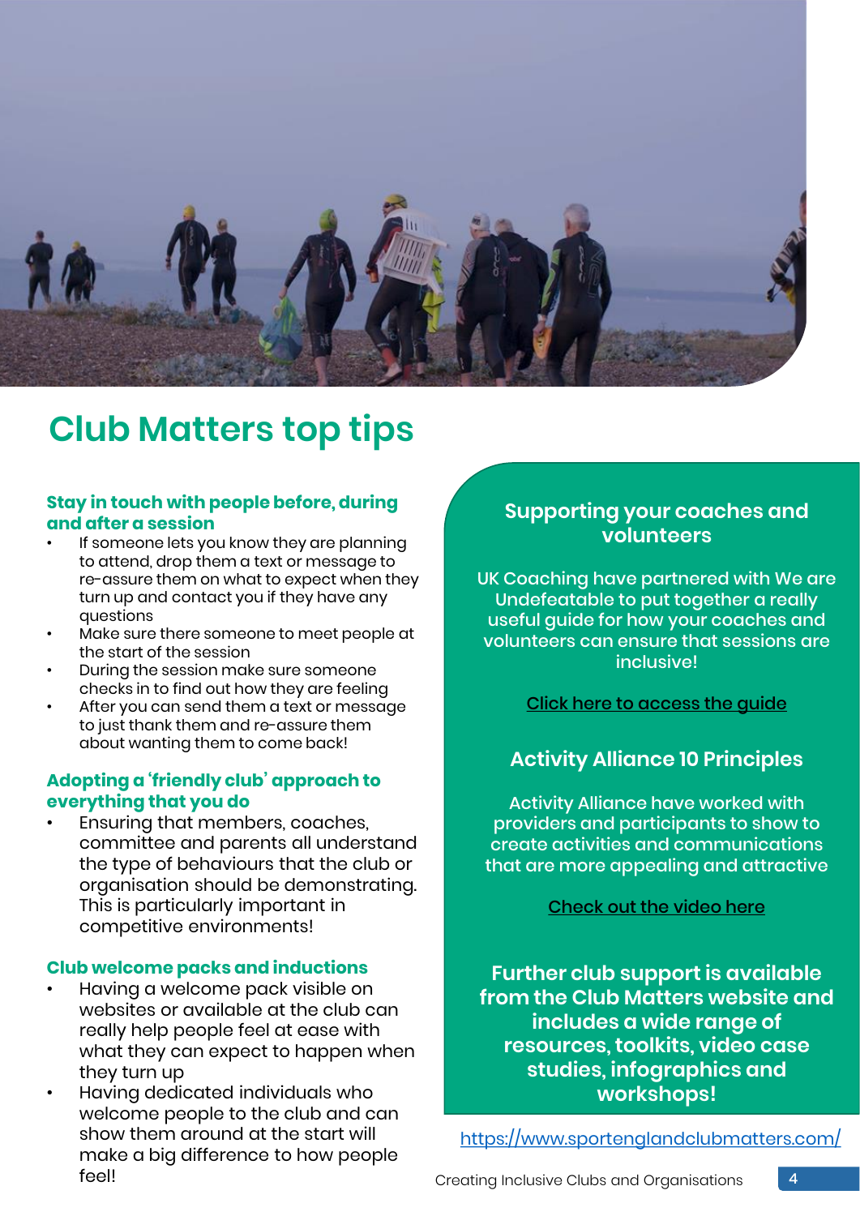# Club Matters top tips

### Stay in touch with people before, during and after a session

- If someone lets you know they are planning to attend, drop them a text or message to re-assure them on what to expect when they turn up and contact you if they have any questions
- Make sure there someone to meet people at the start of the session
- During the session make sure someone checks in to find out how they are feeling
- After you can send them a text or message to just thank them and re-assure them about wanting them to come back!

### Adopting a 'friendly club' approach to everything that you do

- Ensuring that members, coaches, committee and parents all understand the type of behaviours that the club or organisation should be demonstrating. This is particularly important in competitive environments!

### Club welcome packs and inductions

- Having a welcome pack visible on websites or available at the club can really help people feel at ease with what they can expect to happen when they turn up
- Having dedicated individuals who welcome people to the club and can show them around at the start will make a big difference to how people feel!

## Supporting your coaches and volunteers

UK Coaching have partnered with We are Undefeatable to put together a really useful guide for how your coaches and volunteers can ensure that sessions are inclusive!

Click here to access the guide

## Activity Alliance 10 Principles

Activity Alliance have worked with providers and participants to show to create activities and communications that are more appealing and attractive

Check out the video here

**Further club support is available from the Club Matters website and includes a wide range of resources, toolkits, video case studies, infographics and workshops!**

https://www.sportenglandclubmatters.com/

Creating Inclusive Clubs and Organisations